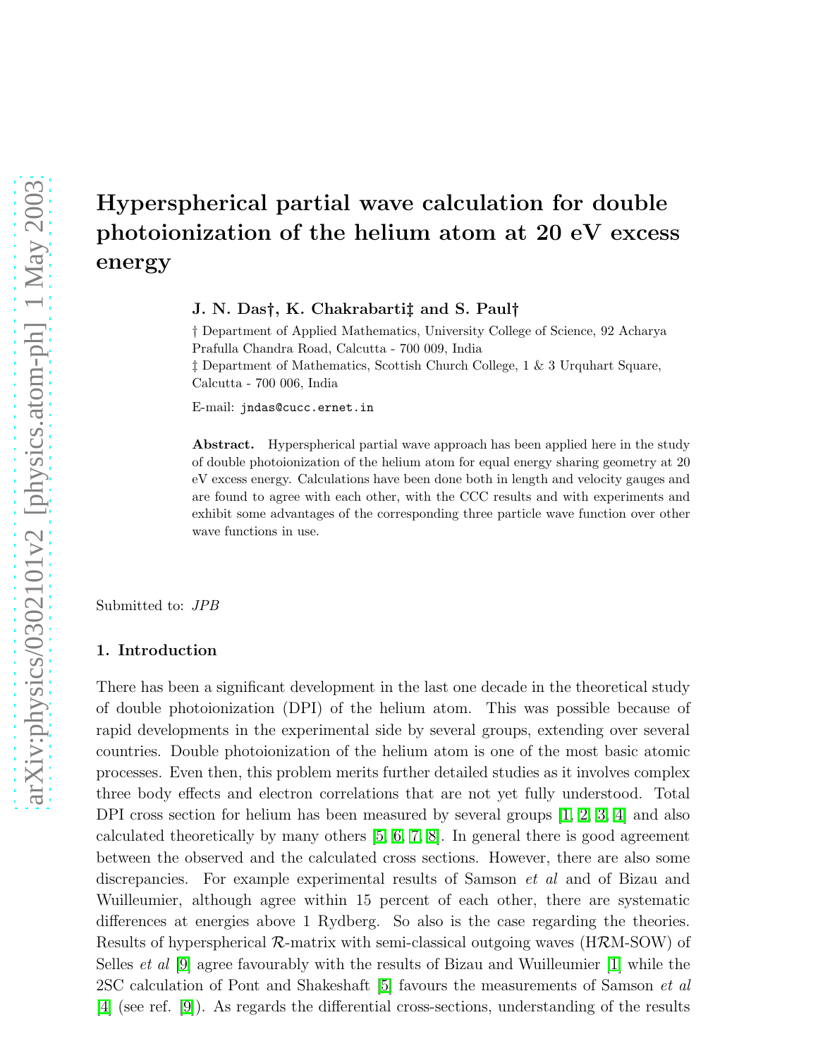# Hyperspherical partial wave calculation for double photoionization of the helium atom at 20 eV excess energy

**J. N. Das†, K. Chakrabarti‡ and S. Paul†**

† Department of Applied Mathematics, University College of Science, 92 Acharya Prafulla Chandra Road, Calcutta - 700 009, India

‡ Department of Mathematics, Scottish Church College, 1 & 3 Urquhart Square, Calcutta - 700 006, India

E-mail: jndas@cucc.ernet.in

**Abstract.** Hyperspherical partial wave approach has been applied here in the study of double photoionization of the helium atom for equal energy sharing geometry at 20 eV excess energy. Calculations have been done both in length and velocity gauges and are found to agree with each other, with the CCC results and with experiments and exhibit some advantages of the corresponding three particle wave function over other wave functions in use.

Submitted to: *JPB*

## 1. Introduction

There has been a significant development in the last one decade in the theoretical study of double photoionization (DPI) of the helium atom. This was possible because of rapid developments in the experimental side by several groups, extending over several countries. Double photoionization of the helium atom is one of the most basic atomic processes. Even then, this problem merits further detailed studies as it involves complex three body effects and electron correlations that are not yet fully understood. Total DPI cross section for helium has been measured by several groups [1, 2, 3, 4] and also calculated theoretically by many others [5, 6, 7, 8]. In general there is good agreement between the observed and the calculated cross sections. However, there are also some discrepancies. For example experimental results of Samson *et al* and of Bizau and Wuilleumier, although agree within 15 percent of each other, there are systematic differences at energies above 1 Rydberg. So also is the case regarding the theories. Results of hyperspherical $\mathcal{R}$-matrix with semi-classical outgoing waves (H$\mathcal{R}$M-SOW) of Selles *et al* [9] agree favourably with the results of Bizau and Wuilleumier [1] while the 2SC calculation of Pont and Shakeshaft [5] favours the measurements of Samson *et al* [4] (see ref. [9]). As regards the differential cross-sections, understanding of the results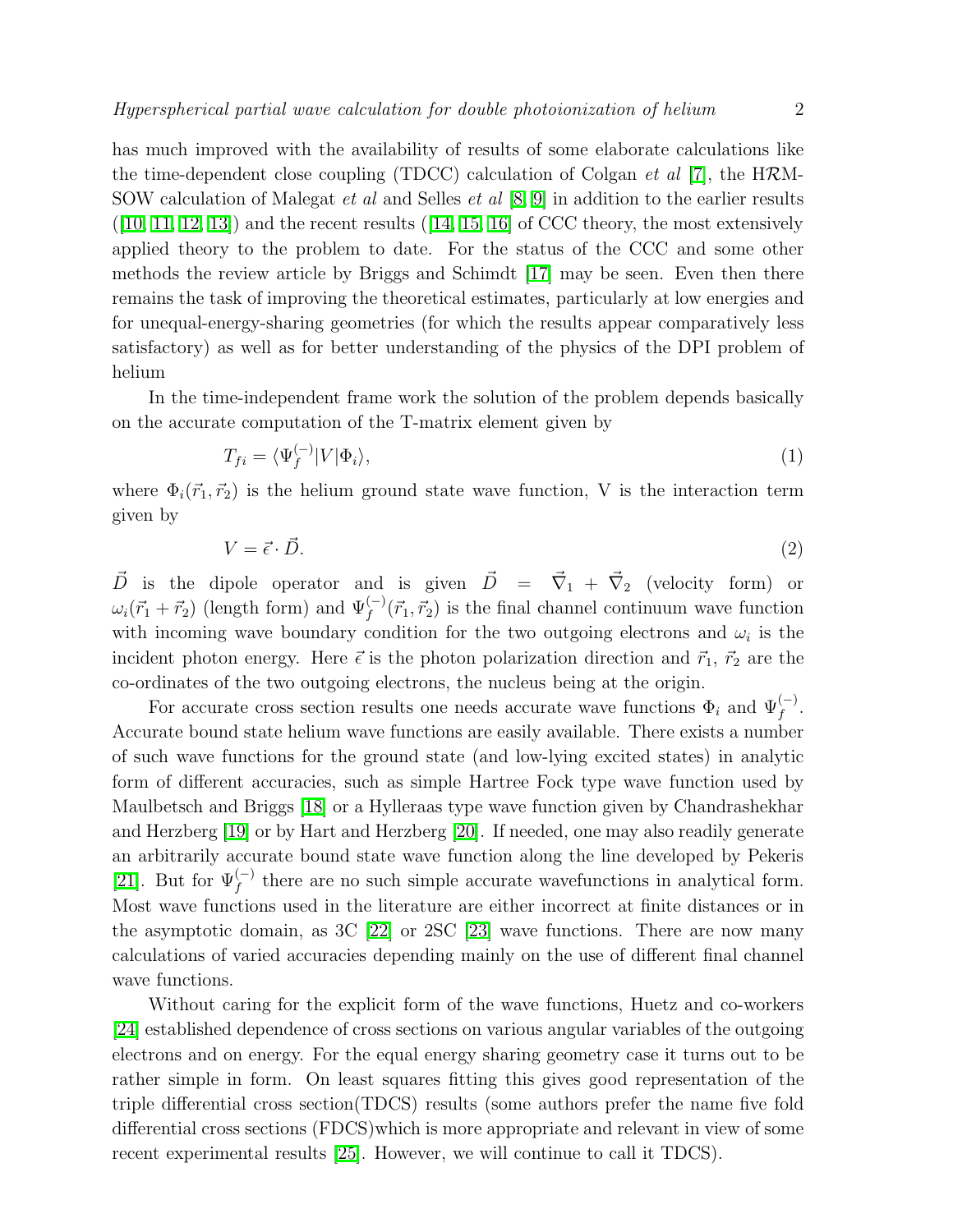has much improved with the availability of results of some elaborate calculations like the time-dependent close coupling (TDCC) calculation of Colgan *et al* [7], the H$\mathcal{R}$M-SOW calculation of Malegat *et al* and Selles *et al* [8, 9] in addition to the earlier results ([10, 11, 12, 13]) and the recent results ([14, 15, 16] of CCC theory, the most extensively applied theory to the problem to date. For the status of the CCC and some other methods the review article by Briggs and Schimdt [17] may be seen. Even then there remains the task of improving the theoretical estimates, particularly at low energies and for unequal-energy-sharing geometries (for which the results appear comparatively less satisfactory) as well as for better understanding of the physics of the DPI problem of helium

In the time-independent frame work the solution of the problem depends basically on the accurate computation of the T-matrix element given by

$$T_{fi} = \langle \Psi_f^{(-)} | V | \Phi_i \rangle, \tag{1}$$

where $\Phi_i(\vec{r}_1, \vec{r}_2)$ is the helium ground state wave function, V is the interaction term given by

$$V = \vec{\epsilon} \cdot \vec{D}. \tag{2}$$

$\vec{D}$ is the dipole operator and is given $\vec{D} = \vec{\nabla}_1 + \vec{\nabla}_2$ (velocity form) or $\omega_i(\vec{r}_1 + \vec{r}_2)$ (length form) and $\Psi_f^{(-)}(\vec{r}_1, \vec{r}_2)$ is the final channel continuum wave function with incoming wave boundary condition for the two outgoing electrons and $\omega_i$ is the incident photon energy. Here $\vec{\epsilon}$ is the photon polarization direction and $\vec{r}_1$, $\vec{r}_2$ are the co-ordinates of the two outgoing electrons, the nucleus being at the origin.

For accurate cross section results one needs accurate wave functions $\Phi_i$ and $\Psi_f^{(-)}$. Accurate bound state helium wave functions are easily available. There exists a number of such wave functions for the ground state (and low-lying excited states) in analytic form of different accuracies, such as simple Hartree Fock type wave function used by Maulbetsch and Briggs [18] or a Hylleraas type wave function given by Chandrashekhar and Herzberg [19] or by Hart and Herzberg [20]. If needed, one may also readily generate an arbitrarily accurate bound state wave function along the line developed by Pekeris [21]. But for $\Psi_f^{(-)}$ there are no such simple accurate wavefunctions in analytical form. Most wave functions used in the literature are either incorrect at finite distances or in the asymptotic domain, as 3C [22] or 2SC [23] wave functions. There are now many calculations of varied accuracies depending mainly on the use of different final channel wave functions.

Without caring for the explicit form of the wave functions, Huetz and co-workers [24] established dependence of cross sections on various angular variables of the outgoing electrons and on energy. For the equal energy sharing geometry case it turns out to be rather simple in form. On least squares fitting this gives good representation of the triple differential cross section(TDCS) results (some authors prefer the name five fold differential cross sections (FDCS)which is more appropriate and relevant in view of some recent experimental results [25]. However, we will continue to call it TDCS).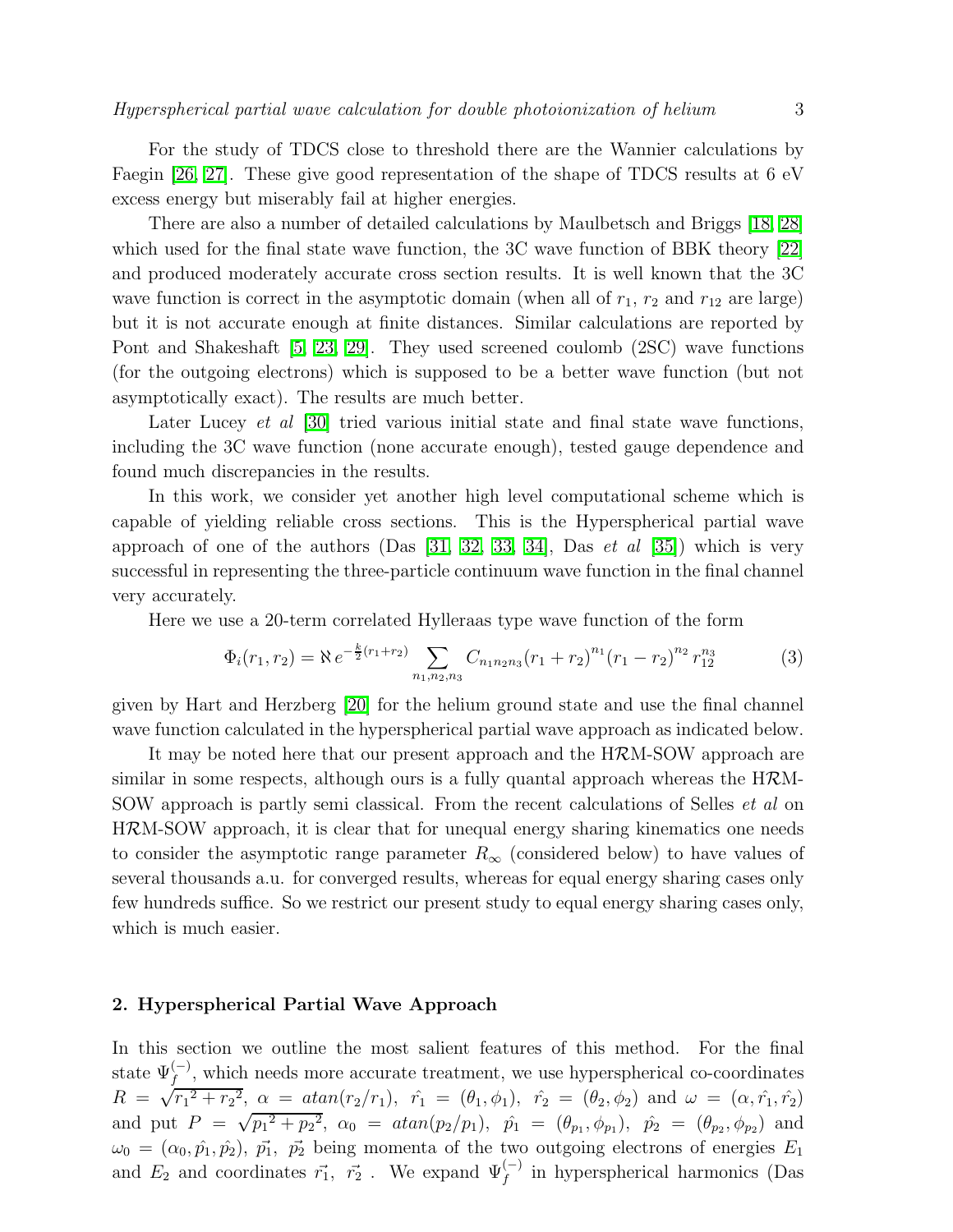For the study of TDCS close to threshold there are the Wannier calculations by Faegin [26, 27]. These give good representation of the shape of TDCS results at 6 eV excess energy but miserably fail at higher energies.

There are also a number of detailed calculations by Maulbetsch and Briggs [18, 28] which used for the final state wave function, the 3C wave function of BBK theory [22] and produced moderately accurate cross section results. It is well known that the 3C wave function is correct in the asymptotic domain (when all of $r_1$, $r_2$ and $r_{12}$ are large) but it is not accurate enough at finite distances. Similar calculations are reported by Pont and Shakeshaft [5, 23, 29]. They used screened coulomb (2SC) wave functions (for the outgoing electrons) which is supposed to be a better wave function (but not asymptotically exact). The results are much better.

Later Lucey *et al* [30] tried various initial state and final state wave functions, including the 3C wave function (none accurate enough), tested gauge dependence and found much discrepancies in the results.

In this work, we consider yet another high level computational scheme which is capable of yielding reliable cross sections. This is the Hyperspherical partial wave approach of one of the authors (Das [31, 32, 33, 34], Das *et al* [35]) which is very successful in representing the three-particle continuum wave function in the final channel very accurately.

Here we use a 20-term correlated Hylleraas type wave function of the form

$$\Phi_i(r_1, r_2) = \aleph\, e^{-\frac{k}{2}(r_1+r_2)} \sum_{n_1,n_2,n_3} C_{n_1n_2n_3}(r_1+r_2)^{n_1}(r_1-r_2)^{n_2}\, r_{12}^{n_3} \tag{3}$$

given by Hart and Herzberg [20] for the helium ground state and use the final channel wave function calculated in the hyperspherical partial wave approach as indicated below.

It may be noted here that our present approach and the H$\mathcal{R}$M-SOW approach are similar in some respects, although ours is a fully quantal approach whereas the H$\mathcal{R}$M-SOW approach is partly semi classical. From the recent calculations of Selles *et al* on H$\mathcal{R}$M-SOW approach, it is clear that for unequal energy sharing kinematics one needs to consider the asymptotic range parameter $R_\infty$ (considered below) to have values of several thousands a.u. for converged results, whereas for equal energy sharing cases only few hundreds suffice. So we restrict our present study to equal energy sharing cases only, which is much easier.

## 2. Hyperspherical Partial Wave Approach

In this section we outline the most salient features of this method. For the final state $\Psi_f^{(-)}$, which needs more accurate treatment, we use hyperspherical co-coordinates $R = \sqrt{{r_1}^2 + {r_2}^2}$, $\alpha = atan(r_2/r_1)$, $\hat{r_1} = (\theta_1, \phi_1)$, $\hat{r_2} = (\theta_2, \phi_2)$ and $\omega = (\alpha, \hat{r_1}, \hat{r_2})$ and put $P = \sqrt{{p_1}^2 + {p_2}^2}$, $\alpha_0 = atan(p_2/p_1)$, $\hat{p_1} = (\theta_{p_1}, \phi_{p_1})$, $\hat{p_2} = (\theta_{p_2}, \phi_{p_2})$ and $\omega_0 = (\alpha_0, \hat{p_1}, \hat{p_2})$, $\vec{p_1}$, $\vec{p_2}$ being momenta of the two outgoing electrons of energies $E_1$ and $E_2$ and coordinates $\vec{r_1}$, $\vec{r_2}$ . We expand $\Psi_f^{(-)}$ in hyperspherical harmonics (Das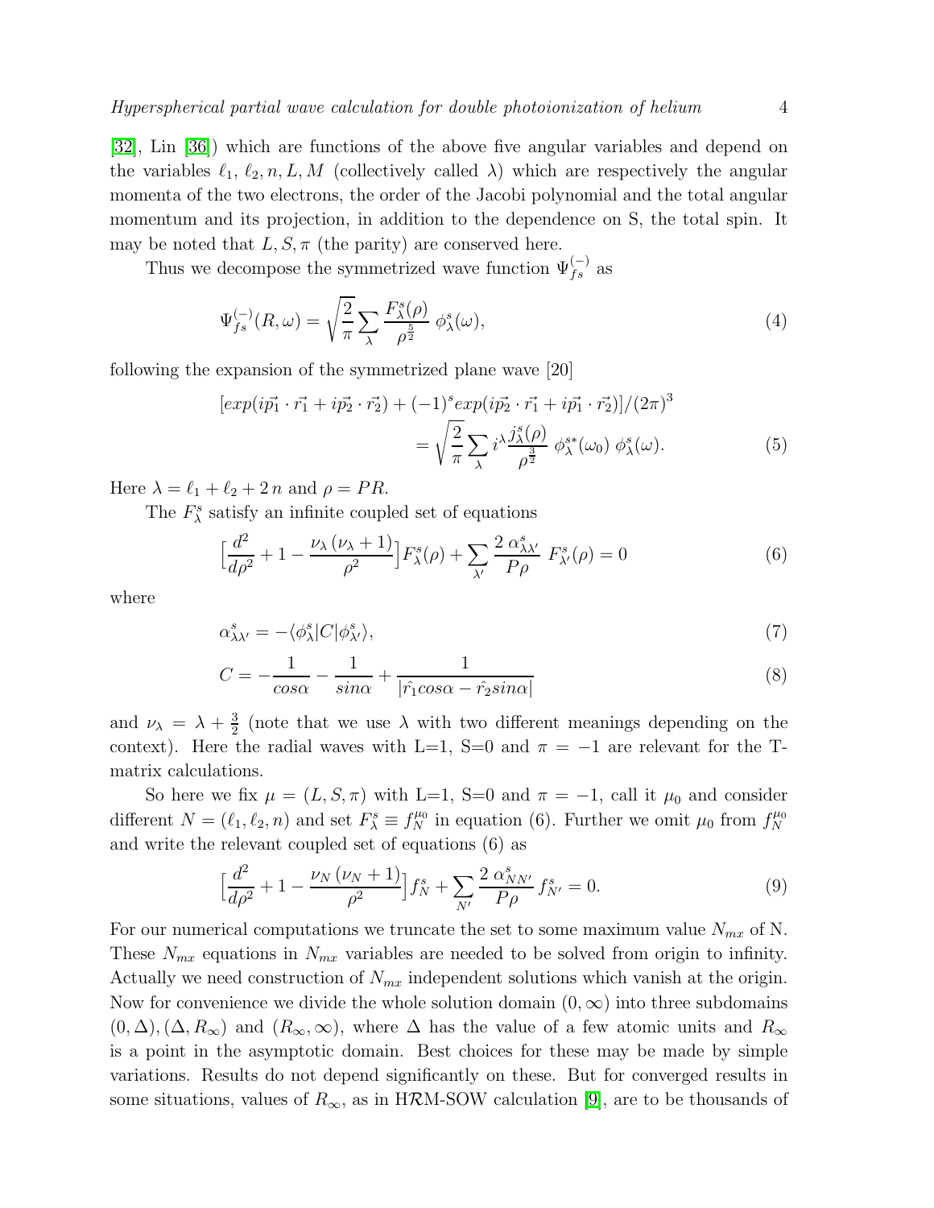[32], Lin [36]) which are functions of the above five angular variables and depend on the variables $\ell_1$, $\ell_2, n, L, M$ (collectively called $\lambda$) which are respectively the angular momenta of the two electrons, the order of the Jacobi polynomial and the total angular momentum and its projection, in addition to the dependence on S, the total spin. It may be noted that $L, S, \pi$ (the parity) are conserved here.

Thus we decompose the symmetrized wave function $\Psi_{fs}^{(-)}$ as

$$\Psi_{fs}^{(-)}(R,\omega) = \sqrt{\frac{2}{\pi}} \sum_{\lambda} \frac{F_{\lambda}^{s}(\rho)}{\rho^{\frac{5}{2}}} \; \phi_{\lambda}^{s}(\omega), \tag{4}$$

following the expansion of the symmetrized plane wave [20]

$$[exp(i\vec{p_1}\cdot\vec{r_1} + i\vec{p_2}\cdot\vec{r_2}) + (-1)^s exp(i\vec{p_2}\cdot\vec{r_1} + i\vec{p_1}\cdot\vec{r_2})]/(2\pi)^3 = \sqrt{\frac{2}{\pi}} \sum_{\lambda} i^{\lambda} \frac{j_{\lambda}^{s}(\rho)}{\rho^{\frac{3}{2}}} \; \phi_{\lambda}^{s*}(\omega_0) \; \phi_{\lambda}^{s}(\omega). \tag{5}$$

Here $\lambda = \ell_1 + \ell_2 + 2\,n$ and $\rho = PR$.

The $F_{\lambda}^{s}$ satisfy an infinite coupled set of equations

$$\Big[\frac{d^2}{d\rho^2} + 1 - \frac{\nu_{\lambda}\,(\nu_{\lambda}+1)}{\rho^2}\Big] F_{\lambda}^{s}(\rho) + \sum_{\lambda'} \frac{2\,\alpha_{\lambda\lambda'}^{s}}{P\rho} \; F_{\lambda'}^{s}(\rho) = 0 \tag{6}$$

where

$$\alpha_{\lambda\lambda'}^{s} = -\langle \phi_{\lambda}^{s} | C | \phi_{\lambda'}^{s} \rangle, \tag{7}$$

$$C = -\frac{1}{cos\alpha} - \frac{1}{sin\alpha} + \frac{1}{|\hat{r_1} cos\alpha - \hat{r_2} sin\alpha|} \tag{8}$$

and $\nu_{\lambda} = \lambda + \frac{3}{2}$ (note that we use $\lambda$ with two different meanings depending on the context). Here the radial waves with L=1, S=0 and $\pi = -1$ are relevant for the T-matrix calculations.

So here we fix $\mu = (L, S, \pi)$ with L=1, S=0 and $\pi = -1$, call it $\mu_0$ and consider different $N = (\ell_1, \ell_2, n)$ and set $F_{\lambda}^{s} \equiv f_N^{\mu_0}$ in equation (6). Further we omit $\mu_0$ from $f_N^{\mu_0}$ and write the relevant coupled set of equations (6) as

$$\Big[\frac{d^2}{d\rho^2} + 1 - \frac{\nu_N\,(\nu_N+1)}{\rho^2}\Big] f_N^{s} + \sum_{N'} \frac{2\,\alpha_{NN'}^{s}}{P\rho} \, f_{N'}^{s} = 0. \tag{9}$$

For our numerical computations we truncate the set to some maximum value $N_{mx}$ of N. These $N_{mx}$ equations in $N_{mx}$ variables are needed to be solved from origin to infinity. Actually we need construction of $N_{mx}$ independent solutions which vanish at the origin. Now for convenience we divide the whole solution domain $(0, \infty)$ into three subdomains $(0, \Delta), (\Delta, R_{\infty})$ and $(R_{\infty}, \infty)$, where $\Delta$ has the value of a few atomic units and $R_{\infty}$ is a point in the asymptotic domain. Best choices for these may be made by simple variations. Results do not depend significantly on these. But for converged results in some situations, values of $R_{\infty}$, as in H$\mathcal{R}$M-SOW calculation [9], are to be thousands of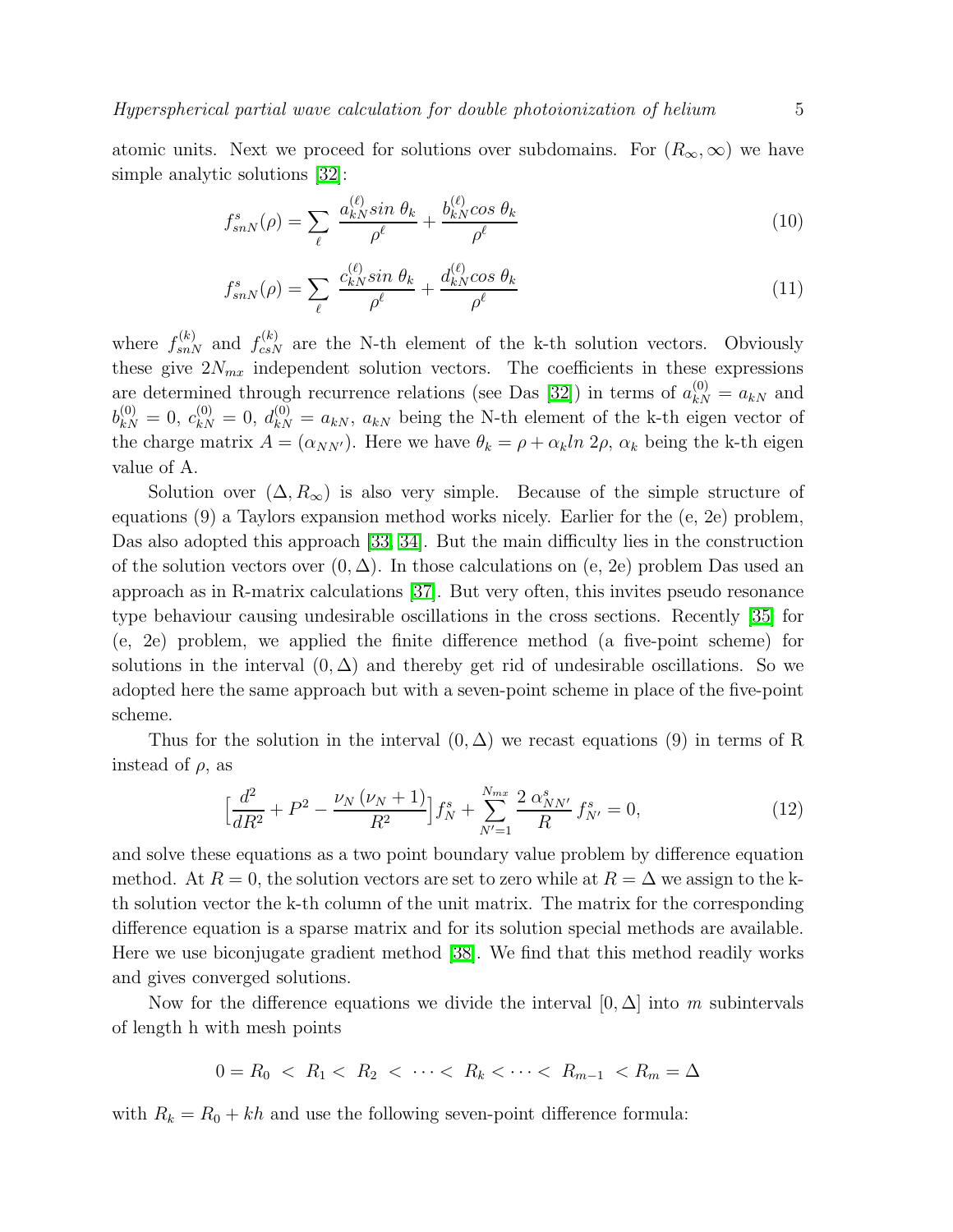atomic units. Next we proceed for solutions over subdomains. For $(R_\infty, \infty)$ we have simple analytic solutions [32]:

$$f^s_{snN}(\rho) = \sum_\ell \; \frac{a^{(\ell)}_{kN} sin\; \theta_k}{\rho^\ell} + \frac{b^{(\ell)}_{kN} cos\; \theta_k}{\rho^\ell} \tag{10}$$

$$f^s_{snN}(\rho) = \sum_\ell \; \frac{c^{(\ell)}_{kN} sin\; \theta_k}{\rho^\ell} + \frac{d^{(\ell)}_{kN} cos\; \theta_k}{\rho^\ell} \tag{11}$$

where $f^{(k)}_{snN}$ and $f^{(k)}_{csN}$ are the N-th element of the k-th solution vectors. Obviously these give $2N_{mx}$ independent solution vectors. The coefficients in these expressions are determined through recurrence relations (see Das [32]) in terms of $a^{(0)}_{kN} = a_{kN}$ and $b^{(0)}_{kN} = 0$, $c^{(0)}_{kN} = 0$, $d^{(0)}_{kN} = a_{kN}$, $a_{kN}$ being the N-th element of the k-th eigen vector of the charge matrix $A = (\alpha_{NN'})$. Here we have $\theta_k = \rho + \alpha_k ln\; 2\rho$, $\alpha_k$ being the k-th eigen value of A.

Solution over $(\Delta, R_\infty)$ is also very simple. Because of the simple structure of equations (9) a Taylors expansion method works nicely. Earlier for the (e, 2e) problem, Das also adopted this approach [33, 34]. But the main difficulty lies in the construction of the solution vectors over $(0, \Delta)$. In those calculations on (e, 2e) problem Das used an approach as in R-matrix calculations [37]. But very often, this invites pseudo resonance type behaviour causing undesirable oscillations in the cross sections. Recently [35] for (e, 2e) problem, we applied the finite difference method (a five-point scheme) for solutions in the interval $(0, \Delta)$ and thereby get rid of undesirable oscillations. So we adopted here the same approach but with a seven-point scheme in place of the five-point scheme.

Thus for the solution in the interval $(0, \Delta)$ we recast equations (9) in terms of R instead of $\rho$, as

$$\Big[\frac{d^2}{dR^2} + P^2 - \frac{\nu_N\,(\nu_N + 1)}{R^2}\Big] f^s_N + \sum_{N'=1}^{N_{mx}} \frac{2\;\alpha^s_{NN'}}{R}\, f^s_{N'} = 0, \tag{12}$$

and solve these equations as a two point boundary value problem by difference equation method. At $R = 0$, the solution vectors are set to zero while at $R = \Delta$ we assign to the k-th solution vector the k-th column of the unit matrix. The matrix for the corresponding difference equation is a sparse matrix and for its solution special methods are available. Here we use biconjugate gradient method [38]. We find that this method readily works and gives converged solutions.

Now for the difference equations we divide the interval $[0, \Delta]$ into $m$ subintervals of length h with mesh points

$$0 = R_0 \; < \; R_1 < \; R_2 \; < \; \cdots < \; R_k < \cdots < \; R_{m-1} \; < R_m = \Delta$$

with $R_k = R_0 + kh$ and use the following seven-point difference formula: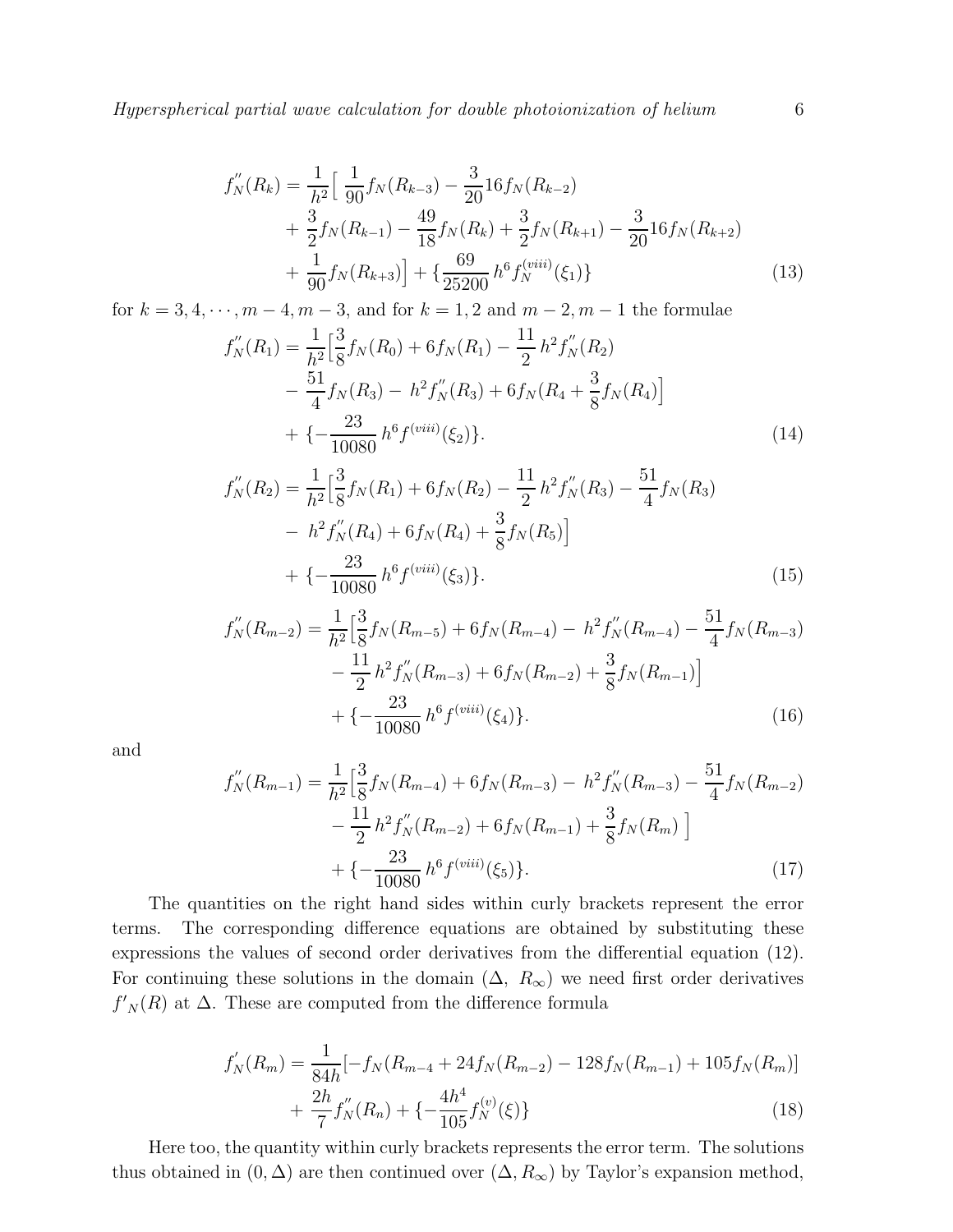$$f_N^{''}(R_k) = \frac{1}{h^2}\Big[\, \frac{1}{90} f_N(R_{k-3}) - \frac{3}{20} 16 f_N(R_{k-2}) + \frac{3}{2} f_N(R_{k-1}) - \frac{49}{18} f_N(R_k) + \frac{3}{2} f_N(R_{k+1}) - \frac{3}{20} 16 f_N(R_{k+2}) + \frac{1}{90} f_N(R_{k+3})\Big] + \{\frac{69}{25200}\, h^6 f_N^{(viii)}(\xi_1)\} \tag{13}$$

for $k = 3, 4, \cdots, m-4, m-3$, and for $k = 1, 2$ and $m-2, m-1$ the formulae

$$f_N^{''}(R_1) = \frac{1}{h^2}\Big[\frac{3}{8} f_N(R_0) + 6 f_N(R_1) - \frac{11}{2}\, h^2 f_N^{''}(R_2) - \frac{51}{4} f_N(R_3) - \, h^2 f_N^{''}(R_3) + 6 f_N(R_4 + \frac{3}{8} f_N(R_4)\Big] + \{-\frac{23}{10080}\, h^6 f^{(viii)}(\xi_2)\}. \tag{14}$$

$$f_N^{''}(R_2) = \frac{1}{h^2}\Big[\frac{3}{8} f_N(R_1) + 6 f_N(R_2) - \frac{11}{2}\, h^2 f_N^{''}(R_3) - \frac{51}{4} f_N(R_3) - \, h^2 f_N^{''}(R_4) + 6 f_N(R_4) + \frac{3}{8} f_N(R_5)\Big] + \{-\frac{23}{10080}\, h^6 f^{(viii)}(\xi_3)\}. \tag{15}$$

$$f_N^{''}(R_{m-2}) = \frac{1}{h^2}\Big[\frac{3}{8} f_N(R_{m-5}) + 6 f_N(R_{m-4}) - \, h^2 f_N^{''}(R_{m-4}) - \frac{51}{4} f_N(R_{m-3}) - \frac{11}{2}\, h^2 f_N^{''}(R_{m-3}) + 6 f_N(R_{m-2}) + \frac{3}{8} f_N(R_{m-1})\Big] + \{-\frac{23}{10080}\, h^6 f^{(viii)}(\xi_4)\}. \tag{16}$$

and

$$f_N^{''}(R_{m-1}) = \frac{1}{h^2}\Big[\frac{3}{8} f_N(R_{m-4}) + 6 f_N(R_{m-3}) - \, h^2 f_N^{''}(R_{m-3}) - \frac{51}{4} f_N(R_{m-2}) - \frac{11}{2}\, h^2 f_N^{''}(R_{m-2}) + 6 f_N(R_{m-1}) + \frac{3}{8} f_N(R_m)\ \Big] + \{-\frac{23}{10080}\, h^6 f^{(viii)}(\xi_5)\}. \tag{17}$$

The quantities on the right hand sides within curly brackets represent the error terms. The corresponding difference equations are obtained by substituting these expressions the values of second order derivatives from the differential equation (12). For continuing these solutions in the domain $(\Delta,\ R_\infty)$ we need first order derivatives $f'_N(R)$ at $\Delta$. These are computed from the difference formula

$$f_N^{'}(R_m) = \frac{1}{84h}[-f_N(R_{m-4} + 24 f_N(R_{m-2}) - 128 f_N(R_{m-1}) + 105 f_N(R_m)] + \frac{2h}{7} f_N^{''}(R_n) + \{-\frac{4h^4}{105} f_N^{(v)}(\xi)\} \tag{18}$$

Here too, the quantity within curly brackets represents the error term. The solutions thus obtained in $(0, \Delta)$ are then continued over $(\Delta, R_\infty)$ by Taylor's expansion method,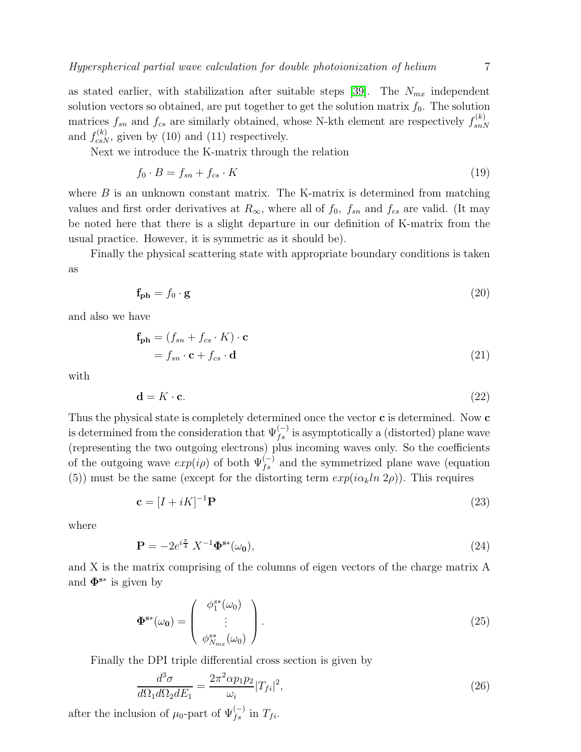as stated earlier, with stabilization after suitable steps [39]. The $N_{mx}$ independent solution vectors so obtained, are put together to get the solution matrix $f_0$. The solution matrices $f_{sn}$ and $f_{cs}$ are similarly obtained, whose N-kth element are respectively $f_{snN}^{(k)}$ and $f_{csN}^{(k)}$, given by (10) and (11) respectively.

Next we introduce the K-matrix through the relation

$$f_0 \cdot B = f_{sn} + f_{cs} \cdot K \tag{19}$$

where $B$ is an unknown constant matrix. The K-matrix is determined from matching values and first order derivatives at $R_\infty$, where all of $f_0,\ f_{sn}$ and $f_{cs}$ are valid. (It may be noted here that there is a slight departure in our definition of K-matrix from the usual practice. However, it is symmetric as it should be).

Finally the physical scattering state with appropriate boundary conditions is taken as

$$\mathbf{f_{ph}} = f_0 \cdot \mathbf{g} \tag{20}$$

and also we have

$$\begin{aligned}\mathbf{f_{ph}} &= (f_{sn} + f_{cs} \cdot K) \cdot \mathbf{c} \\ &= f_{sn} \cdot \mathbf{c} + f_{cs} \cdot \mathbf{d}\end{aligned} \tag{21}$$

with

$$\mathbf{d} = K \cdot \mathbf{c}. \tag{22}$$

Thus the physical state is completely determined once the vector $\mathbf{c}$ is determined. Now $\mathbf{c}$ is determined from the consideration that $\Psi_{fs}^{(-)}$ is asymptotically a (distorted) plane wave (representing the two outgoing electrons) plus incoming waves only. So the coefficients of the outgoing wave $exp(i\rho)$ of both $\Psi_{fs}^{(-)}$ and the symmetrized plane wave (equation (5)) must be the same (except for the distorting term $exp(i\alpha_k ln\ 2\rho)$). This requires

$$\mathbf{c} = [I + iK]^{-1}\mathbf{P} \tag{23}$$

where

$$\mathbf{P} = -2e^{i\frac{\pi}{4}}\ X^{-1}\mathbf{\Phi^{s*}}(\omega_\mathbf{0}), \tag{24}$$

and X is the matrix comprising of the columns of eigen vectors of the charge matrix A and $\mathbf{\Phi^{s*}}$ is given by

$$\mathbf{\Phi^{s*}}(\omega_\mathbf{0}) = \begin{pmatrix} \phi_1^{s*}(\omega_0) \\ \vdots \\ \phi_{N_{mx}}^{s*}(\omega_0) \end{pmatrix}. \tag{25}$$

Finally the DPI triple differential cross section is given by

$$\frac{d^3\sigma}{d\Omega_1 d\Omega_2 dE_1} = \frac{2\pi^2 \alpha p_1 p_2}{\omega_i}|T_{fi}|^2, \tag{26}$$

after the inclusion of $\mu_0$-part of $\Psi_{fs}^{(-)}$ in $T_{fi}$.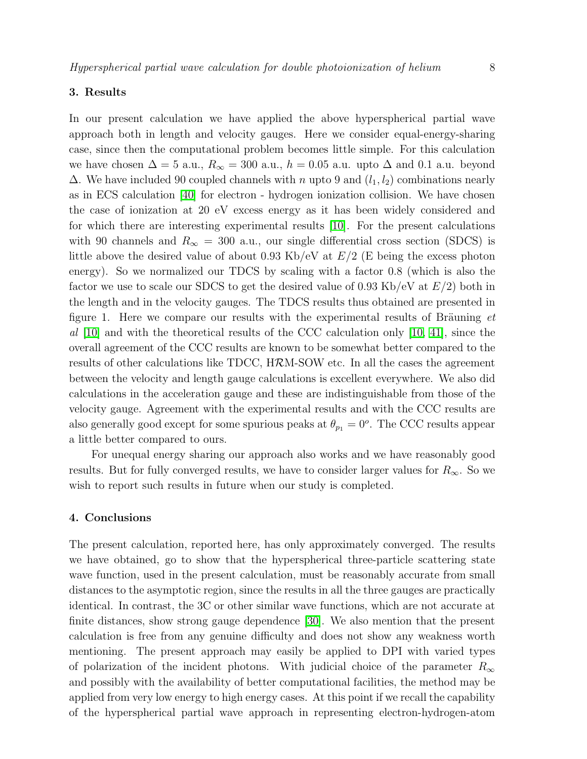## 3. Results

In our present calculation we have applied the above hyperspherical partial wave approach both in length and velocity gauges. Here we consider equal-energy-sharing case, since then the computational problem becomes little simple. For this calculation we have chosen $\Delta = 5$ a.u., $R_\infty = 300$ a.u., $h = 0.05$ a.u. upto $\Delta$ and 0.1 a.u. beyond $\Delta$. We have included 90 coupled channels with $n$ upto 9 and $(l_1, l_2)$ combinations nearly as in ECS calculation [40] for electron - hydrogen ionization collision. We have chosen the case of ionization at 20 eV excess energy as it has been widely considered and for which there are interesting experimental results [10]. For the present calculations with 90 channels and $R_\infty = 300$ a.u., our single differential cross section (SDCS) is little above the desired value of about 0.93 Kb/eV at $E/2$ (E being the excess photon energy). So we normalized our TDCS by scaling with a factor 0.8 (which is also the factor we use to scale our SDCS to get the desired value of 0.93 Kb/eV at $E/2$) both in the length and in the velocity gauges. The TDCS results thus obtained are presented in figure 1. Here we compare our results with the experimental results of Bräuning *et al* [10] and with the theoretical results of the CCC calculation only [10, 41], since the overall agreement of the CCC results are known to be somewhat better compared to the results of other calculations like TDCC, H$\mathcal{R}$M-SOW etc. In all the cases the agreement between the velocity and length gauge calculations is excellent everywhere. We also did calculations in the acceleration gauge and these are indistinguishable from those of the velocity gauge. Agreement with the experimental results and with the CCC results are also generally good except for some spurious peaks at $\theta_{p_1} = 0^o$. The CCC results appear a little better compared to ours.

For unequal energy sharing our approach also works and we have reasonably good results. But for fully converged results, we have to consider larger values for $R_\infty$. So we wish to report such results in future when our study is completed.

## 4. Conclusions

The present calculation, reported here, has only approximately converged. The results we have obtained, go to show that the hyperspherical three-particle scattering state wave function, used in the present calculation, must be reasonably accurate from small distances to the asymptotic region, since the results in all the three gauges are practically identical. In contrast, the 3C or other similar wave functions, which are not accurate at finite distances, show strong gauge dependence [30]. We also mention that the present calculation is free from any genuine difficulty and does not show any weakness worth mentioning. The present approach may easily be applied to DPI with varied types of polarization of the incident photons. With judicial choice of the parameter $R_\infty$ and possibly with the availability of better computational facilities, the method may be applied from very low energy to high energy cases. At this point if we recall the capability of the hyperspherical partial wave approach in representing electron-hydrogen-atom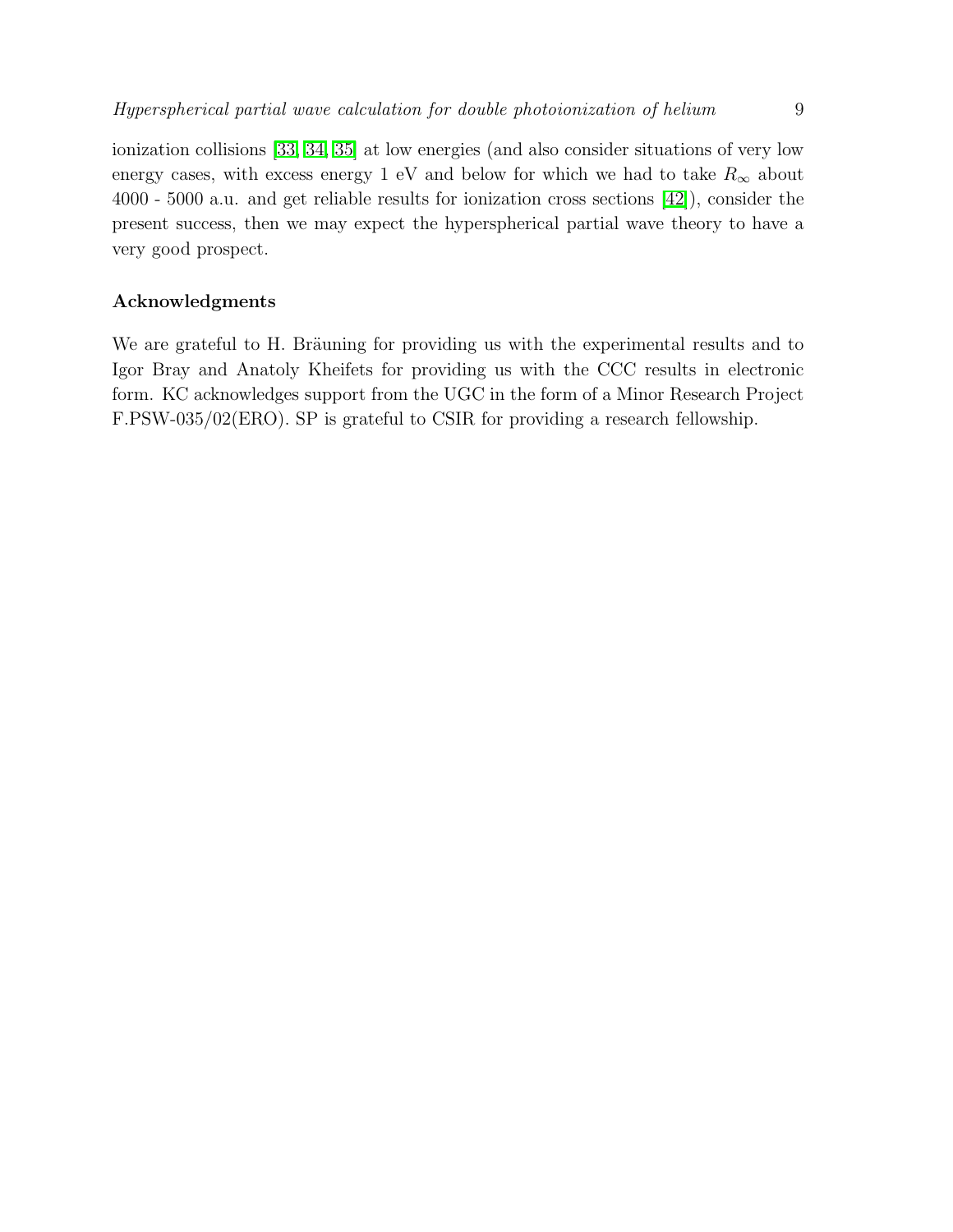ionization collisions [33, 34, 35] at low energies (and also consider situations of very low energy cases, with excess energy 1 eV and below for which we had to take $R_\infty$ about 4000 - 5000 a.u. and get reliable results for ionization cross sections [42]), consider the present success, then we may expect the hyperspherical partial wave theory to have a very good prospect.

## Acknowledgments

We are grateful to H. Bräuning for providing us with the experimental results and to Igor Bray and Anatoly Kheifets for providing us with the CCC results in electronic form. KC acknowledges support from the UGC in the form of a Minor Research Project F.PSW-035/02(ERO). SP is grateful to CSIR for providing a research fellowship.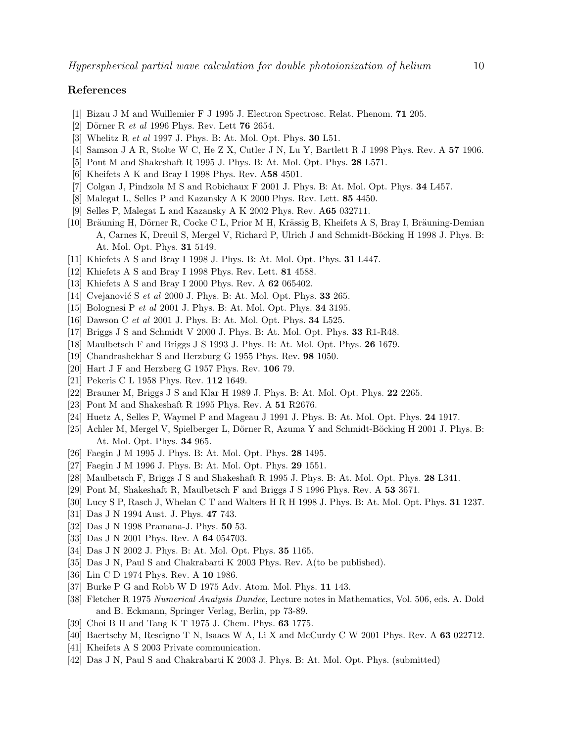## References

[1] Bizau J M and Wuillemier F J 1995 J. Electron Spectrosc. Relat. Phenom. **71** 205.

[2] Dörner R *et al* 1996 Phys. Rev. Lett **76** 2654.

[3] Whelitz R *et al* 1997 J. Phys. B: At. Mol. Opt. Phys. **30** L51.

[4] Samson J A R, Stolte W C, He Z X, Cutler J N, Lu Y, Bartlett R J 1998 Phys. Rev. A **57** 1906.

[5] Pont M and Shakeshaft R 1995 J. Phys. B: At. Mol. Opt. Phys. **28** L571.

[6] Kheifets A K and Bray I 1998 Phys. Rev. A**58** 4501.

[7] Colgan J, Pindzola M S and Robichaux F 2001 J. Phys. B: At. Mol. Opt. Phys. **34** L457.

[8] Malegat L, Selles P and Kazansky A K 2000 Phys. Rev. Lett. **85** 4450.

[9] Selles P, Malegat L and Kazansky A K 2002 Phys. Rev. A**65** 032711.

[10] Bräuning H, Dörner R, Cocke C L, Prior M H, Krässig B, Kheifets A S, Bray I, Bräuning-Demian A, Carnes K, Dreuil S, Mergel V, Richard P, Ulrich J and Schmidt-Böcking H 1998 J. Phys. B: At. Mol. Opt. Phys. **31** 5149.

[11] Khiefets A S and Bray I 1998 J. Phys. B: At. Mol. Opt. Phys. **31** L447.

[12] Khiefets A S and Bray I 1998 Phys. Rev. Lett. **81** 4588.

[13] Khiefets A S and Bray I 2000 Phys. Rev. A **62** 065402.

[14] Cvejanović S *et al* 2000 J. Phys. B: At. Mol. Opt. Phys. **33** 265.

[15] Bolognesi P *et al* 2001 J. Phys. B: At. Mol. Opt. Phys. **34** 3195.

[16] Dawson C *et al* 2001 J. Phys. B: At. Mol. Opt. Phys. **34** L525.

[17] Briggs J S and Schmidt V 2000 J. Phys. B: At. Mol. Opt. Phys. **33** R1-R48.

[18] Maulbetsch F and Briggs J S 1993 J. Phys. B: At. Mol. Opt. Phys. **26** 1679.

[19] Chandrashekhar S and Herzburg G 1955 Phys. Rev. **98** 1050.

[20] Hart J F and Herzberg G 1957 Phys. Rev. **106** 79.

[21] Pekeris C L 1958 Phys. Rev. **112** 1649.

[22] Brauner M, Briggs J S and Klar H 1989 J. Phys. B: At. Mol. Opt. Phys. **22** 2265.

[23] Pont M and Shakeshaft R 1995 Phys. Rev. A **51** R2676.

[24] Huetz A, Selles P, Waymel P and Mageau J 1991 J. Phys. B: At. Mol. Opt. Phys. **24** 1917.

[25] Achler M, Mergel V, Spielberger L, Dörner R, Azuma Y and Schmidt-Böcking H 2001 J. Phys. B: At. Mol. Opt. Phys. **34** 965.

[26] Faegin J M 1995 J. Phys. B: At. Mol. Opt. Phys. **28** 1495.

[27] Faegin J M 1996 J. Phys. B: At. Mol. Opt. Phys. **29** 1551.

[28] Maulbetsch F, Briggs J S and Shakeshaft R 1995 J. Phys. B: At. Mol. Opt. Phys. **28** L341.

[29] Pont M, Shakeshaft R, Maulbetsch F and Briggs J S 1996 Phys. Rev. A **53** 3671.

[30] Lucy S P, Rasch J, Whelan C T and Walters H R H 1998 J. Phys. B: At. Mol. Opt. Phys. **31** 1237.

[31] Das J N 1994 Aust. J. Phys. **47** 743.

[32] Das J N 1998 Pramana-J. Phys. **50** 53.

[33] Das J N 2001 Phys. Rev. A **64** 054703.

[34] Das J N 2002 J. Phys. B: At. Mol. Opt. Phys. **35** 1165.

[35] Das J N, Paul S and Chakrabarti K 2003 Phys. Rev. A(to be published).

[36] Lin C D 1974 Phys. Rev. A **10** 1986.

[37] Burke P G and Robb W D 1975 Adv. Atom. Mol. Phys. **11** 143.

[38] Fletcher R 1975 *Numerical Analysis Dundee*, Lecture notes in Mathematics, Vol. 506, eds. A. Dold and B. Eckmann, Springer Verlag, Berlin, pp 73-89.

[39] Choi B H and Tang K T 1975 J. Chem. Phys. **63** 1775.

[40] Baertschy M, Rescigno T N, Isaacs W A, Li X and McCurdy C W 2001 Phys. Rev. A **63** 022712.

[41] Kheifets A S 2003 Private communication.

[42] Das J N, Paul S and Chakrabarti K 2003 J. Phys. B: At. Mol. Opt. Phys. (submitted)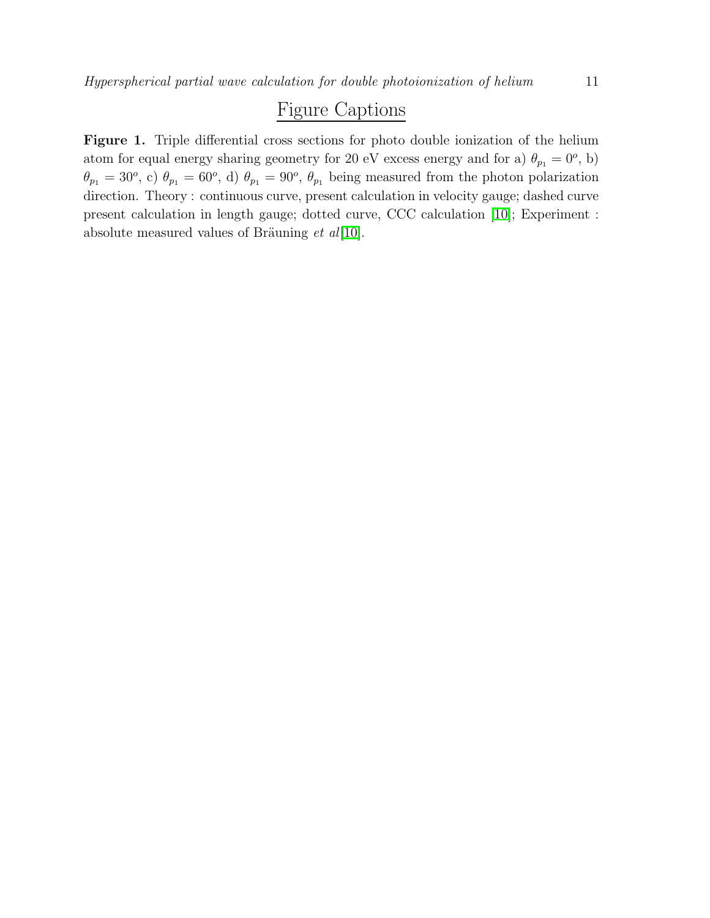## Figure Captions

**Figure 1.** Triple differential cross sections for photo double ionization of the helium atom for equal energy sharing geometry for 20 eV excess energy and for a) $\theta_{p_1} = 0^o$, b) $\theta_{p_1} = 30^o$, c) $\theta_{p_1} = 60^o$, d) $\theta_{p_1} = 90^o$, $\theta_{p_1}$ being measured from the photon polarization direction. Theory : continuous curve, present calculation in velocity gauge; dashed curve present calculation in length gauge; dotted curve, CCC calculation [10]; Experiment : absolute measured values of Bräuning *et al*[10].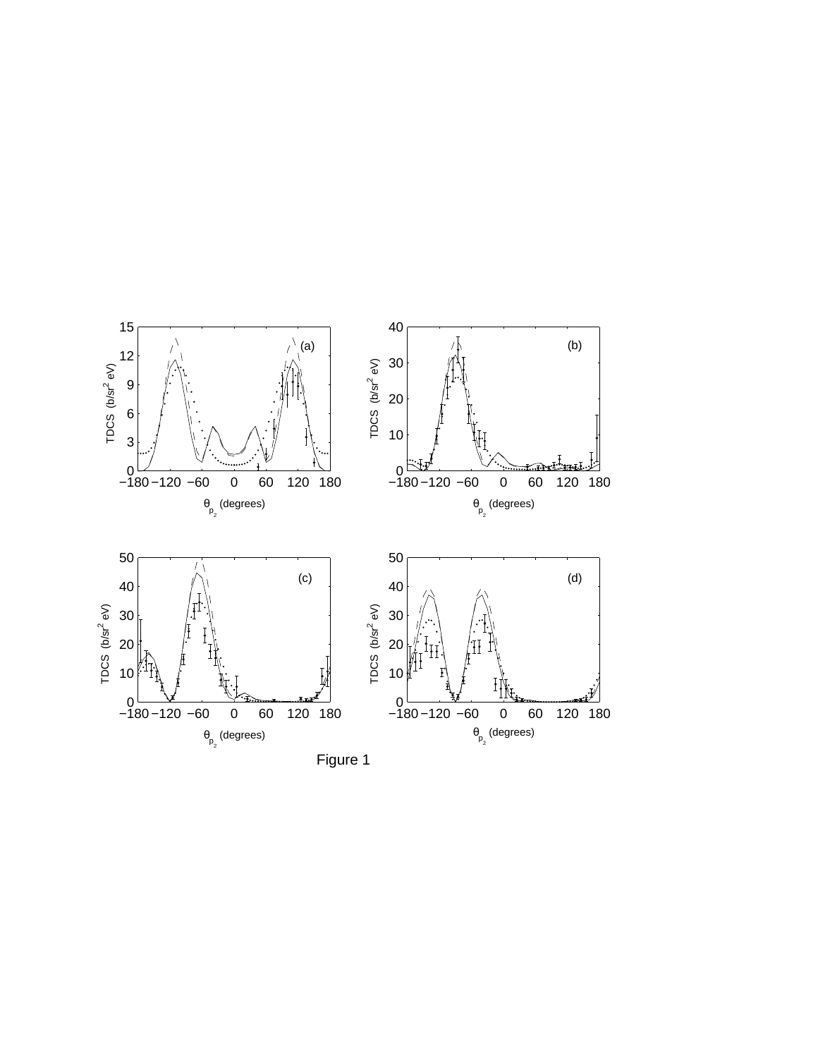15
12
9
6
3
0
TDCS (b/sr$^2$ eV)
−180 −120 −60 0 60 120 180
$\theta_{p_2}$ (degrees)
(a)

40
30
20
10
0
TDCS (b/sr$^2$ eV)
−180 −120 −60 0 60 120 180
$\theta_{p_2}$ (degrees)
(b)

50
40
30
20
10
0
TDCS (b/sr$^2$ eV)
−180 −120 −60 0 60 120 180
$\theta_{p_2}$ (degrees)
(c)

50
40
30
20
10
0
TDCS (b/sr$^2$ eV)
−180 −120 −60 0 60 120 180
$\theta_{p_2}$ (degrees)
(d)

Figure 1